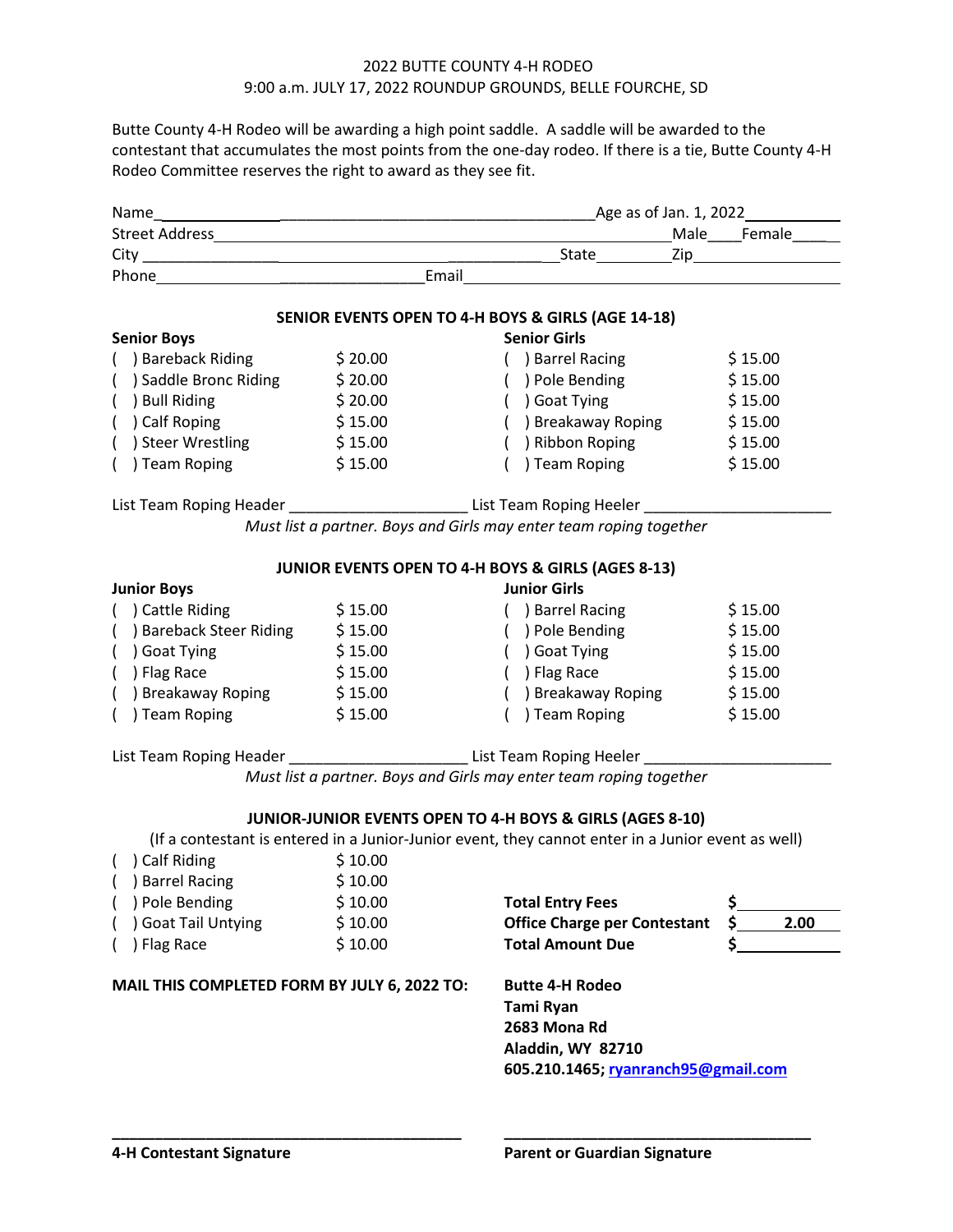# 2022 BUTTE COUNTY 4-H RODEO

9:00 a.m. JULY 17, 2022 ROUNDUP GROUNDS, BELLE FOURCHE, SD

Butte County 4-H Rodeo will be awarding a high point saddle. A saddle will be awarded to the contestant that accumulates the most points from the one-day rodeo. If there is a tie, Butte County 4-H Rodeo Committee reserves the right to award as they see fit.

Name_____________________________________________________ Age as of Jan. 1, 2022__________

Street Address____________________________________________________ Male____ Female____

City ______________________________________________ State__________ Zip________________

Phone______________________________ Email______________________________________________

## SENIOR EVENTS OPEN TO 4-H BOYS & GIRLS (AGE 14-18)

| Senior Boys | | Senior Girls | |
|---|---|---|---|
| ( ) Bareback Riding | $ 20.00 | ( ) Barrel Racing | $ 15.00 |
| ( ) Saddle Bronc Riding | $ 20.00 | ( ) Pole Bending | $ 15.00 |
| ( ) Bull Riding | $ 20.00 | ( ) Goat Tying | $ 15.00 |
| ( ) Calf Roping | $ 15.00 | ( ) Breakaway Roping | $ 15.00 |
| ( ) Steer Wrestling | $ 15.00 | ( ) Ribbon Roping | $ 15.00 |
| ( ) Team Roping | $ 15.00 | ( ) Team Roping | $ 15.00 |

List Team Roping Header _____________________ List Team Roping Heeler _____________________

*Must list a partner. Boys and Girls may enter team roping together*

## JUNIOR EVENTS OPEN TO 4-H BOYS & GIRLS (AGES 8-13)

| Junior Boys | | Junior Girls | |
|---|---|---|---|
| ( ) Cattle Riding | $ 15.00 | ( ) Barrel Racing | $ 15.00 |
| ( ) Bareback Steer Riding | $ 15.00 | ( ) Pole Bending | $ 15.00 |
| ( ) Goat Tying | $ 15.00 | ( ) Goat Tying | $ 15.00 |
| ( ) Flag Race | $ 15.00 | ( ) Flag Race | $ 15.00 |
| ( ) Breakaway Roping | $ 15.00 | ( ) Breakaway Roping | $ 15.00 |
| ( ) Team Roping | $ 15.00 | ( ) Team Roping | $ 15.00 |

List Team Roping Header _____________________ List Team Roping Heeler _____________________

*Must list a partner. Boys and Girls may enter team roping together*

## JUNIOR-JUNIOR EVENTS OPEN TO 4-H BOYS & GIRLS (AGES 8-10)

(If a contestant is entered in a Junior-Junior event, they cannot enter in a Junior event as well)

| | | | |
|---|---|---|---|
| ( ) Calf Riding | $ 10.00 | | |
| ( ) Barrel Racing | $ 10.00 | | |
| ( ) Pole Bending | $ 10.00 | **Total Entry Fees** | **$**__________ |
| ( ) Goat Tail Untying | $ 10.00 | **Office Charge per Contestant** | **$ 2.00** |
| ( ) Flag Race | $ 10.00 | **Total Amount Due** | **$**__________ |

**MAIL THIS COMPLETED FORM BY JULY 6, 2022 TO:**

**Butte 4-H Rodeo**
**Tami Ryan**
**2683 Mona Rd**
**Aladdin, WY 82710**
**605.210.1465; ryanranch95@gmail.com**

_______________________________________ _______________________________________

**4-H Contestant Signature** **Parent or Guardian Signature**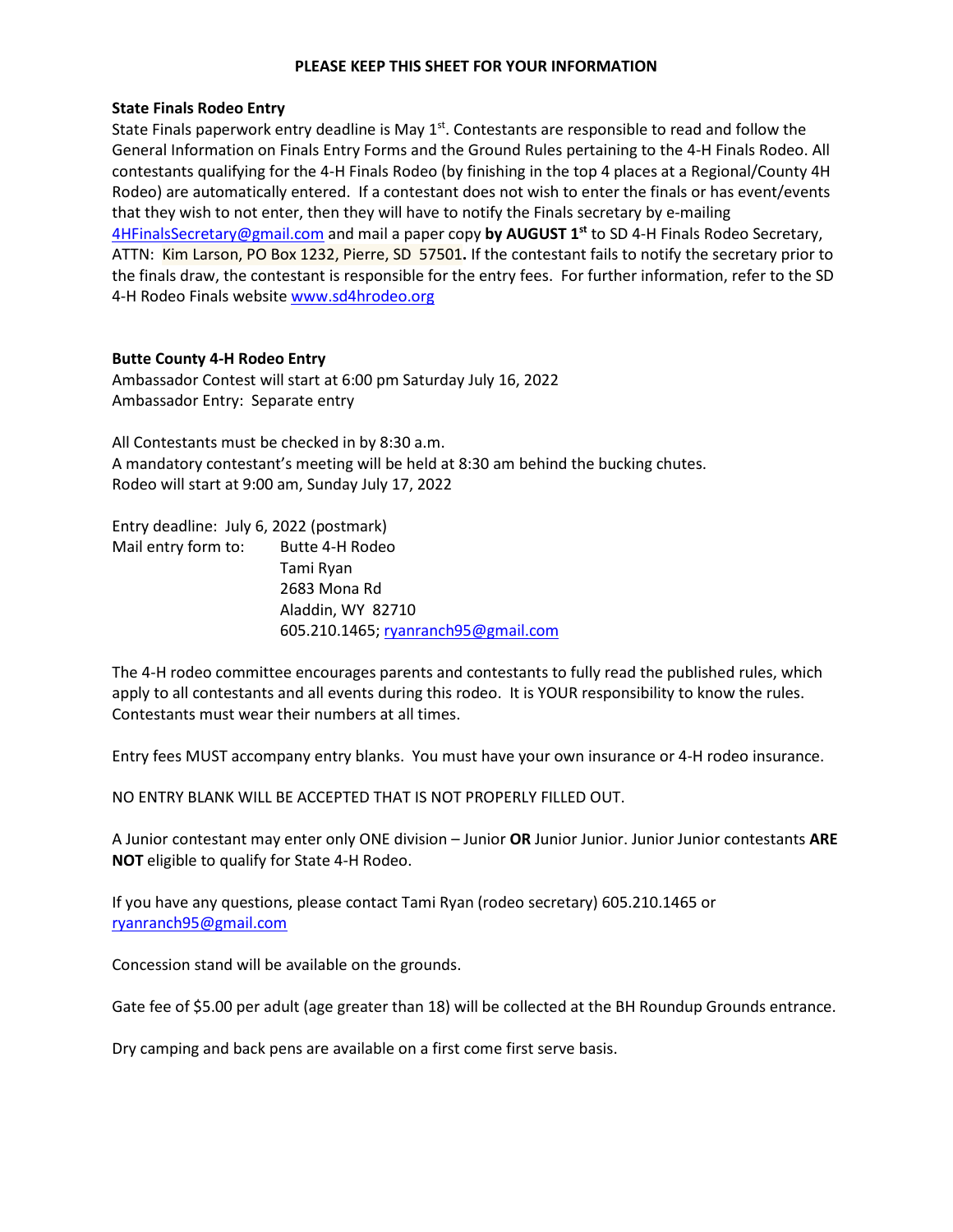**PLEASE KEEP THIS SHEET FOR YOUR INFORMATION**

**State Finals Rodeo Entry**

State Finals paperwork entry deadline is May 1st. Contestants are responsible to read and follow the General Information on Finals Entry Forms and the Ground Rules pertaining to the 4-H Finals Rodeo. All contestants qualifying for the 4-H Finals Rodeo (by finishing in the top 4 places at a Regional/County 4H Rodeo) are automatically entered. If a contestant does not wish to enter the finals or has event/events that they wish to not enter, then they will have to notify the Finals secretary by e-mailing 4HFinalsSecretary@gmail.com and mail a paper copy **by AUGUST 1st** to SD 4-H Finals Rodeo Secretary, ATTN: Kim Larson, PO Box 1232, Pierre, SD 57501**.** If the contestant fails to notify the secretary prior to the finals draw, the contestant is responsible for the entry fees. For further information, refer to the SD 4-H Rodeo Finals website www.sd4hrodeo.org

**Butte County 4-H Rodeo Entry**

Ambassador Contest will start at 6:00 pm Saturday July 16, 2022
Ambassador Entry: Separate entry

All Contestants must be checked in by 8:30 a.m.
A mandatory contestant's meeting will be held at 8:30 am behind the bucking chutes.
Rodeo will start at 9:00 am, Sunday July 17, 2022

Entry deadline: July 6, 2022 (postmark)

Mail entry form to:
Butte 4-H Rodeo
Tami Ryan
2683 Mona Rd
Aladdin, WY 82710
605.210.1465; ryanranch95@gmail.com

The 4-H rodeo committee encourages parents and contestants to fully read the published rules, which apply to all contestants and all events during this rodeo. It is YOUR responsibility to know the rules. Contestants must wear their numbers at all times.

Entry fees MUST accompany entry blanks. You must have your own insurance or 4-H rodeo insurance.

NO ENTRY BLANK WILL BE ACCEPTED THAT IS NOT PROPERLY FILLED OUT.

A Junior contestant may enter only ONE division – Junior **OR** Junior Junior. Junior Junior contestants **ARE NOT** eligible to qualify for State 4-H Rodeo.

If you have any questions, please contact Tami Ryan (rodeo secretary) 605.210.1465 or ryanranch95@gmail.com

Concession stand will be available on the grounds.

Gate fee of $5.00 per adult (age greater than 18) will be collected at the BH Roundup Grounds entrance.

Dry camping and back pens are available on a first come first serve basis.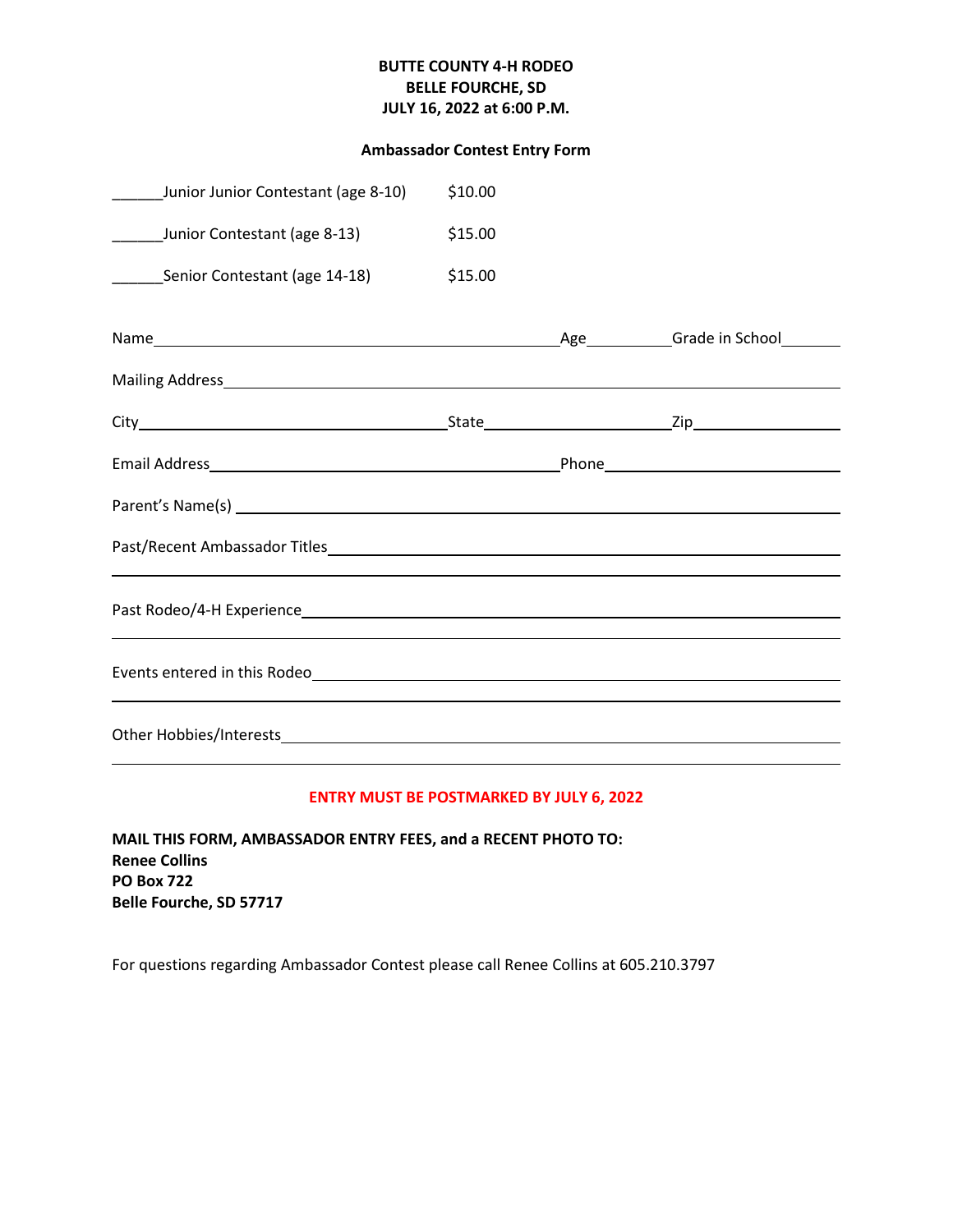**BUTTE COUNTY 4-H RODEO**
**BELLE FOURCHE, SD**
**JULY 16, 2022 at 6:00 P.M.**

**Ambassador Contest Entry Form**

______Junior Junior Contestant (age 8-10) $10.00

______Junior Contestant (age 8-13) $15.00

______Senior Contestant (age 14-18) $15.00

Name______________________________________________Age__________Grade in School_______

Mailing Address____________________________________________________________________

City____________________________________State______________________Zip_________________

Email Address__________________________________________Phone___________________________

Parent's Name(s) ____________________________________________________________________

Past/Recent Ambassador Titles_________________________________________________________

_____________________________________________________________________________________

Past Rodeo/4-H Experience____________________________________________________________

_____________________________________________________________________________________

Events entered in this Rodeo__________________________________________________________

_____________________________________________________________________________________

Other Hobbies/Interests_______________________________________________________________

_____________________________________________________________________________________

**ENTRY MUST BE POSTMARKED BY JULY 6, 2022**

**MAIL THIS FORM, AMBASSADOR ENTRY FEES, and a RECENT PHOTO TO:**
**Renee Collins**
**PO Box 722**
**Belle Fourche, SD 57717**

For questions regarding Ambassador Contest please call Renee Collins at 605.210.3797